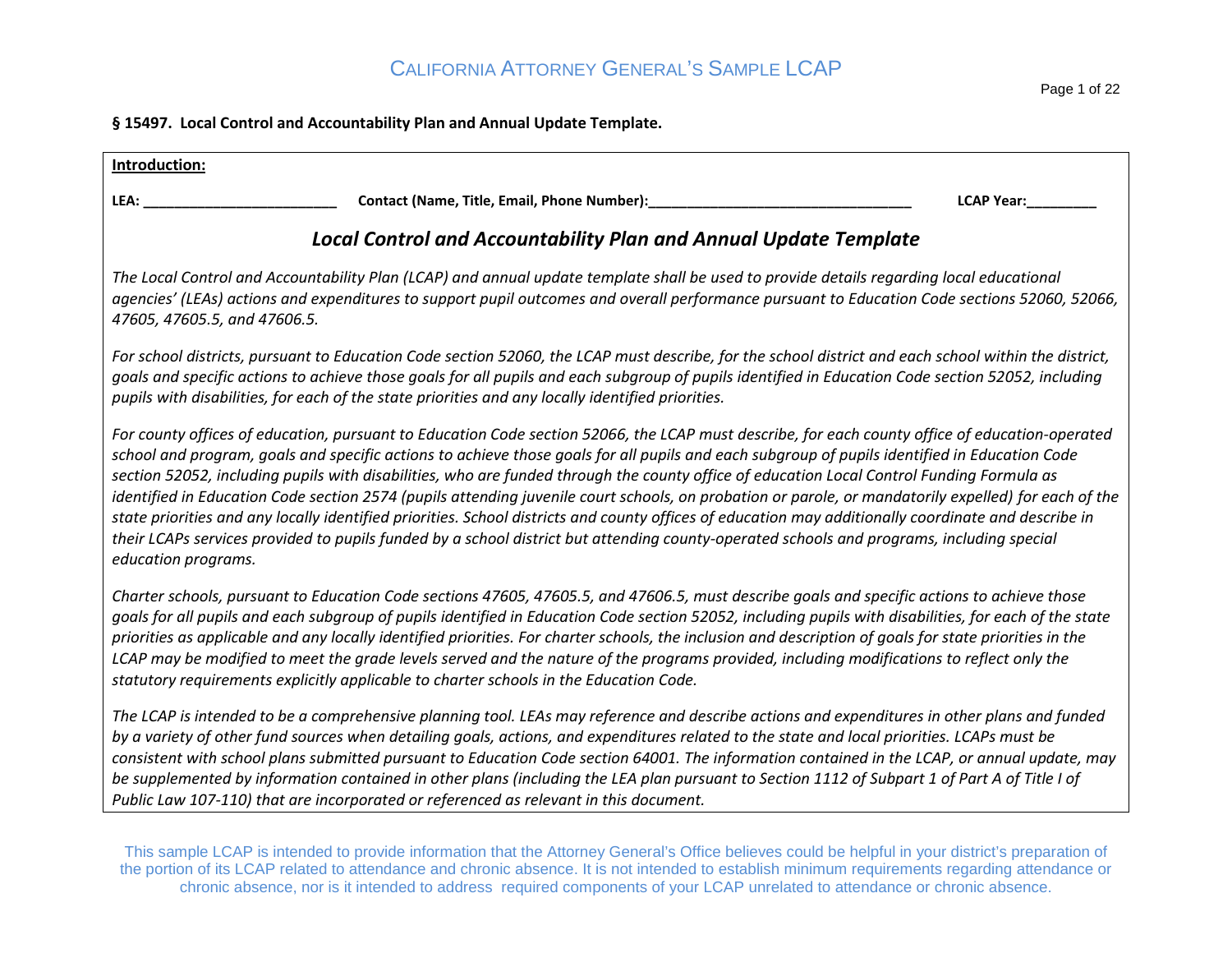**§ 15497. Local Control and Accountability Plan and Annual Update Template.**

**Introduction:**

**LEA:** ________________________ **Contact (Name, Title, Email, Phone Number):** ________________________________ **LCAP Year:** _________

## *Local Control and Accountability Plan and Annual Update Template*

*The Local Control and Accountability Plan (LCAP) and annual update template shall be used to provide details regarding local educational agencies' (LEAs) actions and expenditures to support pupil outcomes and overall performance pursuant to Education Code sections 52060, 52066, 47605, 47605.5, and 47606.5.*

*For school districts, pursuant to Education Code section 52060, the LCAP must describe, for the school district and each school within the district, goals and specific actions to achieve those goals for all pupils and each subgroup of pupils identified in Education Code section 52052, including pupils with disabilities, for each of the state priorities and any locally identified priorities.*

*For county offices of education, pursuant to Education Code section 52066, the LCAP must describe, for each county office of education-operated school and program, goals and specific actions to achieve those goals for all pupils and each subgroup of pupils identified in Education Code section 52052, including pupils with disabilities, who are funded through the county office of education Local Control Funding Formula as identified in Education Code section 2574 (pupils attending juvenile court schools, on probation or parole, or mandatorily expelled) for each of the state priorities and any locally identified priorities. School districts and county offices of education may additionally coordinate and describe in their LCAPs services provided to pupils funded by a school district but attending county-operated schools and programs, including special education programs.*

*Charter schools, pursuant to Education Code sections 47605, 47605.5, and 47606.5, must describe goals and specific actions to achieve those goals for all pupils and each subgroup of pupils identified in Education Code section 52052, including pupils with disabilities, for each of the state priorities as applicable and any locally identified priorities. For charter schools, the inclusion and description of goals for state priorities in the LCAP may be modified to meet the grade levels served and the nature of the programs provided, including modifications to reflect only the statutory requirements explicitly applicable to charter schools in the Education Code.*

*The LCAP is intended to be a comprehensive planning tool. LEAs may reference and describe actions and expenditures in other plans and funded by a variety of other fund sources when detailing goals, actions, and expenditures related to the state and local priorities. LCAPs must be consistent with school plans submitted pursuant to Education Code section 64001. The information contained in the LCAP, or annual update, may be supplemented by information contained in other plans (including the LEA plan pursuant to Section 1112 of Subpart 1 of Part A of Title I of Public Law 107-110) that are incorporated or referenced as relevant in this document.*

This sample LCAP is intended to provide information that the Attorney General's Office believes could be helpful in your district's preparation of the portion of its LCAP related to attendance and chronic absence. It is not intended to establish minimum requirements regarding attendance or chronic absence, nor is it intended to address required components of your LCAP unrelated to attendance or chronic absence.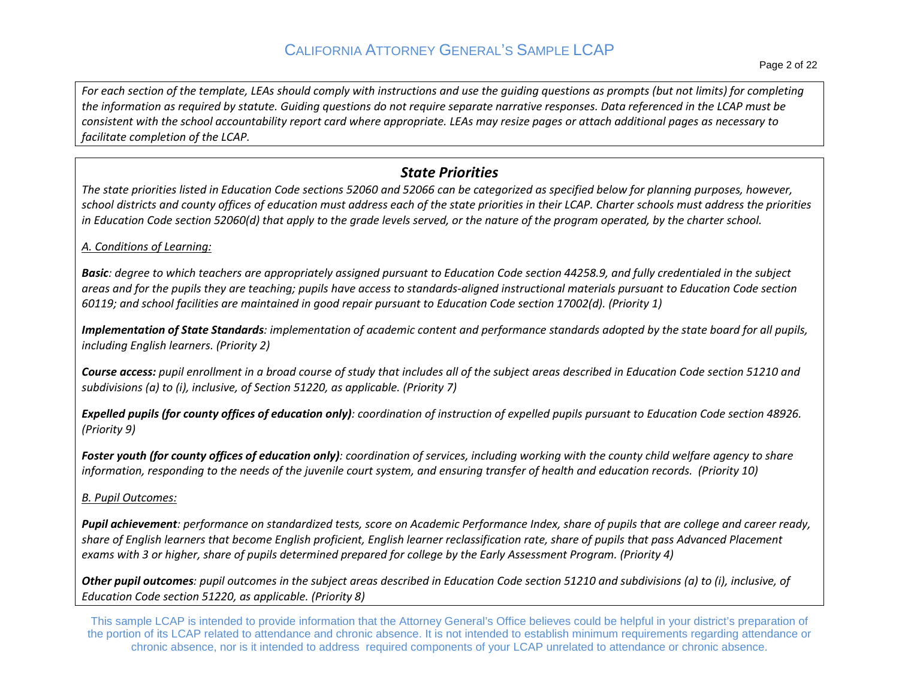*For each section of the template, LEAs should comply with instructions and use the guiding questions as prompts (but not limits) for completing the information as required by statute. Guiding questions do not require separate narrative responses. Data referenced in the LCAP must be consistent with the school accountability report card where appropriate. LEAs may resize pages or attach additional pages as necessary to facilitate completion of the LCAP.*

## *State Priorities*

*The state priorities listed in Education Code sections 52060 and 52066 can be categorized as specified below for planning purposes, however, school districts and county offices of education must address each of the state priorities in their LCAP. Charter schools must address the priorities in Education Code section 52060(d) that apply to the grade levels served, or the nature of the program operated, by the charter school.*

*A. Conditions of Learning:*

***Basic**: degree to which teachers are appropriately assigned pursuant to Education Code section 44258.9, and fully credentialed in the subject areas and for the pupils they are teaching; pupils have access to standards-aligned instructional materials pursuant to Education Code section 60119; and school facilities are maintained in good repair pursuant to Education Code section 17002(d). (Priority 1)*

***Implementation of State Standards**: implementation of academic content and performance standards adopted by the state board for all pupils, including English learners. (Priority 2)*

***Course access:** pupil enrollment in a broad course of study that includes all of the subject areas described in Education Code section 51210 and subdivisions (a) to (i), inclusive, of Section 51220, as applicable. (Priority 7)*

***Expelled pupils (for county offices of education only)**: coordination of instruction of expelled pupils pursuant to Education Code section 48926. (Priority 9)*

***Foster youth (for county offices of education only)**: coordination of services, including working with the county child welfare agency to share information, responding to the needs of the juvenile court system, and ensuring transfer of health and education records. (Priority 10)*

*B. Pupil Outcomes:*

***Pupil achievement**: performance on standardized tests, score on Academic Performance Index, share of pupils that are college and career ready, share of English learners that become English proficient, English learner reclassification rate, share of pupils that pass Advanced Placement exams with 3 or higher, share of pupils determined prepared for college by the Early Assessment Program. (Priority 4)*

***Other pupil outcomes**: pupil outcomes in the subject areas described in Education Code section 51210 and subdivisions (a) to (i), inclusive, of Education Code section 51220, as applicable. (Priority 8)*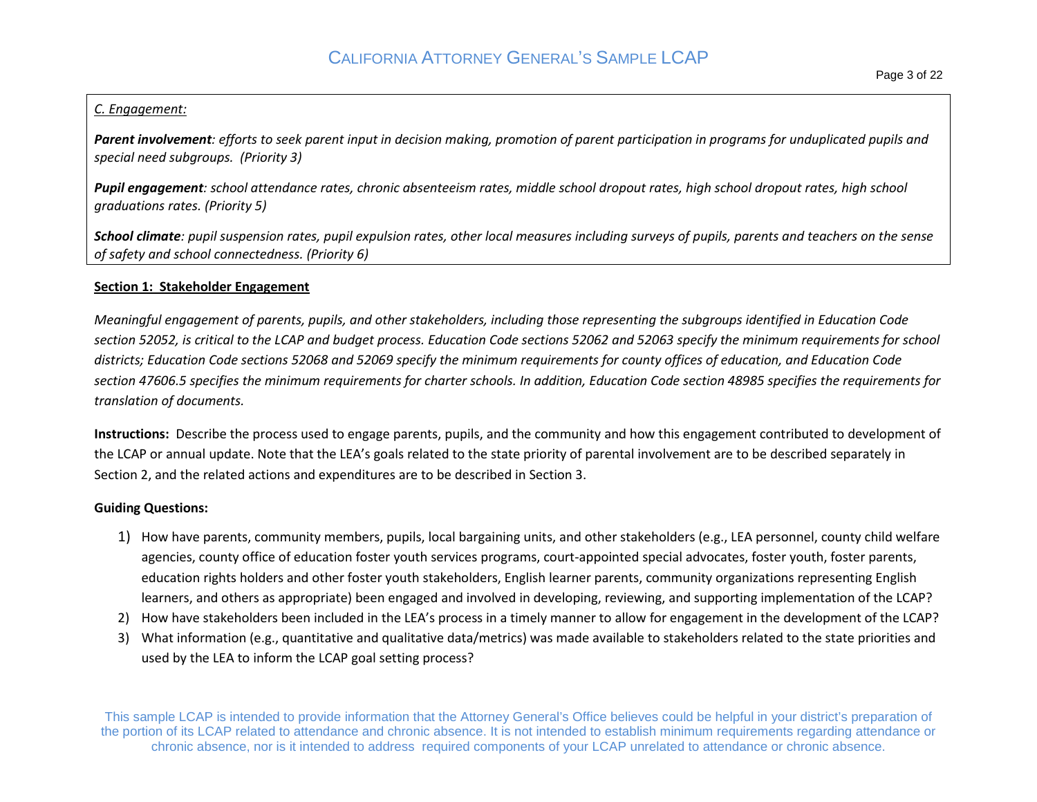*C. Engagement:*

***Parent involvement**: efforts to seek parent input in decision making, promotion of parent participation in programs for unduplicated pupils and special need subgroups. (Priority 3)*

***Pupil engagement**: school attendance rates, chronic absenteeism rates, middle school dropout rates, high school dropout rates, high school graduations rates. (Priority 5)*

***School climate**: pupil suspension rates, pupil expulsion rates, other local measures including surveys of pupils, parents and teachers on the sense of safety and school connectedness. (Priority 6)*

## Section 1: Stakeholder Engagement

*Meaningful engagement of parents, pupils, and other stakeholders, including those representing the subgroups identified in Education Code section 52052, is critical to the LCAP and budget process. Education Code sections 52062 and 52063 specify the minimum requirements for school districts; Education Code sections 52068 and 52069 specify the minimum requirements for county offices of education, and Education Code section 47606.5 specifies the minimum requirements for charter schools. In addition, Education Code section 48985 specifies the requirements for translation of documents.*

**Instructions:** Describe the process used to engage parents, pupils, and the community and how this engagement contributed to development of the LCAP or annual update. Note that the LEA's goals related to the state priority of parental involvement are to be described separately in Section 2, and the related actions and expenditures are to be described in Section 3.

**Guiding Questions:**

1) How have parents, community members, pupils, local bargaining units, and other stakeholders (e.g., LEA personnel, county child welfare agencies, county office of education foster youth services programs, court-appointed special advocates, foster youth, foster parents, education rights holders and other foster youth stakeholders, English learner parents, community organizations representing English learners, and others as appropriate) been engaged and involved in developing, reviewing, and supporting implementation of the LCAP?
2) How have stakeholders been included in the LEA's process in a timely manner to allow for engagement in the development of the LCAP?
3) What information (e.g., quantitative and qualitative data/metrics) was made available to stakeholders related to the state priorities and used by the LEA to inform the LCAP goal setting process?

This sample LCAP is intended to provide information that the Attorney General's Office believes could be helpful in your district's preparation of the portion of its LCAP related to attendance and chronic absence. It is not intended to establish minimum requirements regarding attendance or chronic absence, nor is it intended to address required components of your LCAP unrelated to attendance or chronic absence.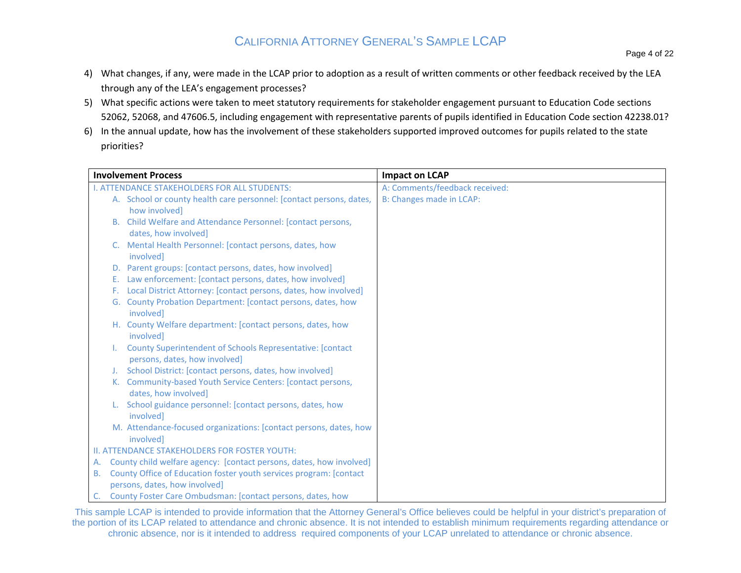4) What changes, if any, were made in the LCAP prior to adoption as a result of written comments or other feedback received by the LEA through any of the LEA's engagement processes?
5) What specific actions were taken to meet statutory requirements for stakeholder engagement pursuant to Education Code sections 52062, 52068, and 47606.5, including engagement with representative parents of pupils identified in Education Code section 42238.01?
6) In the annual update, how has the involvement of these stakeholders supported improved outcomes for pupils related to the state priorities?

| **Involvement Process** | **Impact on LCAP** |
|---|---|
| I. ATTENDANCE STAKEHOLDERS FOR ALL STUDENTS:<br>A. School or county health care personnel: [contact persons, dates, how involved]<br>B. Child Welfare and Attendance Personnel: [contact persons, dates, how involved]<br>C. Mental Health Personnel: [contact persons, dates, how involved]<br>D. Parent groups: [contact persons, dates, how involved]<br>E. Law enforcement: [contact persons, dates, how involved]<br>F. Local District Attorney: [contact persons, dates, how involved]<br>G. County Probation Department: [contact persons, dates, how involved]<br>H. County Welfare department: [contact persons, dates, how involved]<br>I. County Superintendent of Schools Representative: [contact persons, dates, how involved]<br>J. School District: [contact persons, dates, how involved]<br>K. Community-based Youth Service Centers: [contact persons, dates, how involved]<br>L. School guidance personnel: [contact persons, dates, how involved]<br>M. Attendance-focused organizations: [contact persons, dates, how involved]<br>II. ATTENDANCE STAKEHOLDERS FOR FOSTER YOUTH:<br>A. County child welfare agency: [contact persons, dates, how involved]<br>B. County Office of Education foster youth services program: [contact persons, dates, how involved]<br>C. County Foster Care Ombudsman: [contact persons, dates, how | A: Comments/feedback received:<br>B: Changes made in LCAP: |

This sample LCAP is intended to provide information that the Attorney General's Office believes could be helpful in your district's preparation of the portion of its LCAP related to attendance and chronic absence. It is not intended to establish minimum requirements regarding attendance or chronic absence, nor is it intended to address required components of your LCAP unrelated to attendance or chronic absence.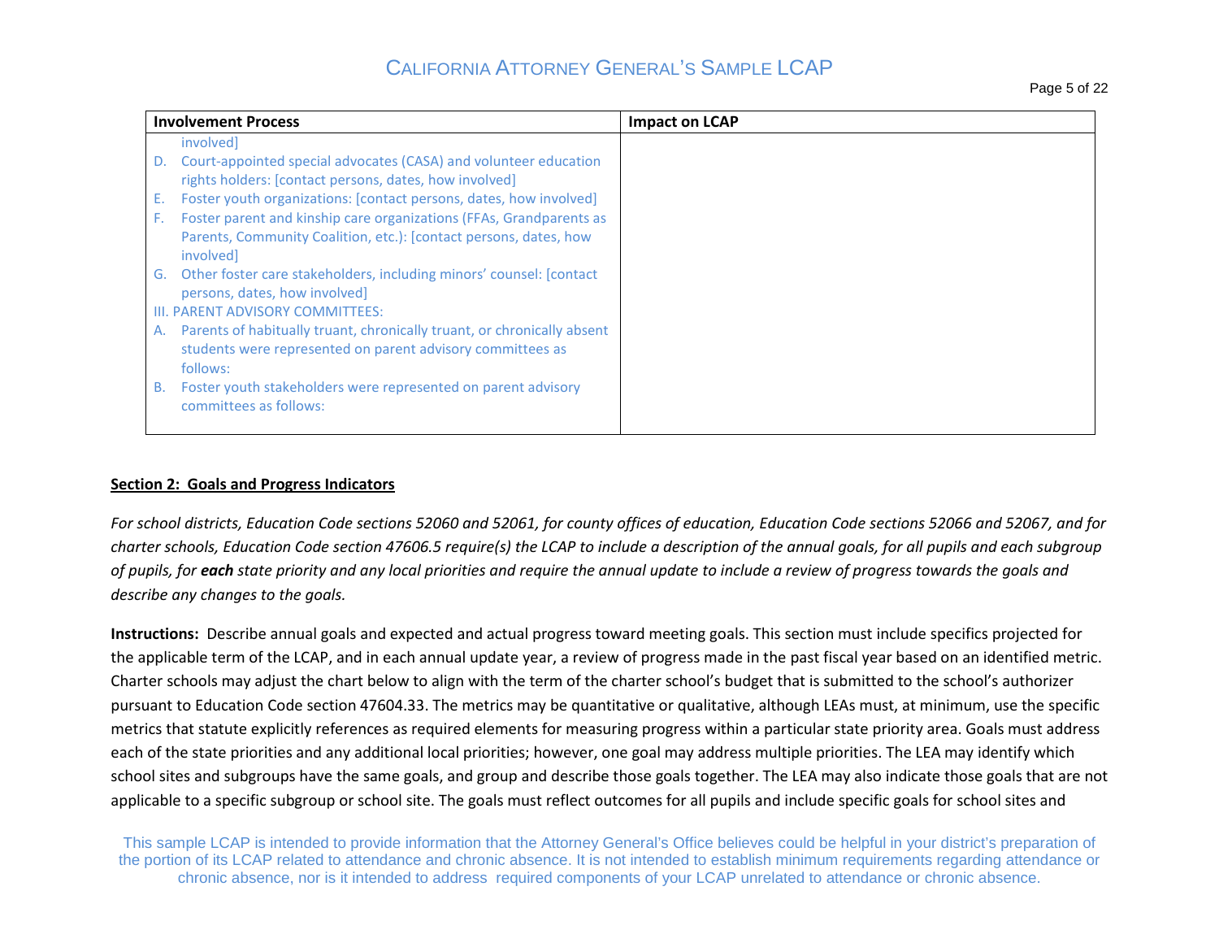| Involvement Process | Impact on LCAP |
|---|---|
| involved]<br>D. Court-appointed special advocates (CASA) and volunteer education rights holders: [contact persons, dates, how involved]<br>E. Foster youth organizations: [contact persons, dates, how involved]<br>F. Foster parent and kinship care organizations (FFAs, Grandparents as Parents, Community Coalition, etc.): [contact persons, dates, how involved]<br>G. Other foster care stakeholders, including minors' counsel: [contact persons, dates, how involved]<br>III. PARENT ADVISORY COMMITTEES:<br>A. Parents of habitually truant, chronically truant, or chronically absent students were represented on parent advisory committees as follows:<br>B. Foster youth stakeholders were represented on parent advisory committees as follows: | |

## Section 2: Goals and Progress Indicators

*For school districts, Education Code sections 52060 and 52061, for county offices of education, Education Code sections 52066 and 52067, and for charter schools, Education Code section 47606.5 require(s) the LCAP to include a description of the annual goals, for all pupils and each subgroup of pupils, for* ***each*** *state priority and any local priorities and require the annual update to include a review of progress towards the goals and describe any changes to the goals.*

**Instructions:** Describe annual goals and expected and actual progress toward meeting goals. This section must include specifics projected for the applicable term of the LCAP, and in each annual update year, a review of progress made in the past fiscal year based on an identified metric. Charter schools may adjust the chart below to align with the term of the charter school's budget that is submitted to the school's authorizer pursuant to Education Code section 47604.33. The metrics may be quantitative or qualitative, although LEAs must, at minimum, use the specific metrics that statute explicitly references as required elements for measuring progress within a particular state priority area. Goals must address each of the state priorities and any additional local priorities; however, one goal may address multiple priorities. The LEA may identify which school sites and subgroups have the same goals, and group and describe those goals together. The LEA may also indicate those goals that are not applicable to a specific subgroup or school site. The goals must reflect outcomes for all pupils and include specific goals for school sites and

This sample LCAP is intended to provide information that the Attorney General's Office believes could be helpful in your district's preparation of the portion of its LCAP related to attendance and chronic absence. It is not intended to establish minimum requirements regarding attendance or chronic absence, nor is it intended to address required components of your LCAP unrelated to attendance or chronic absence.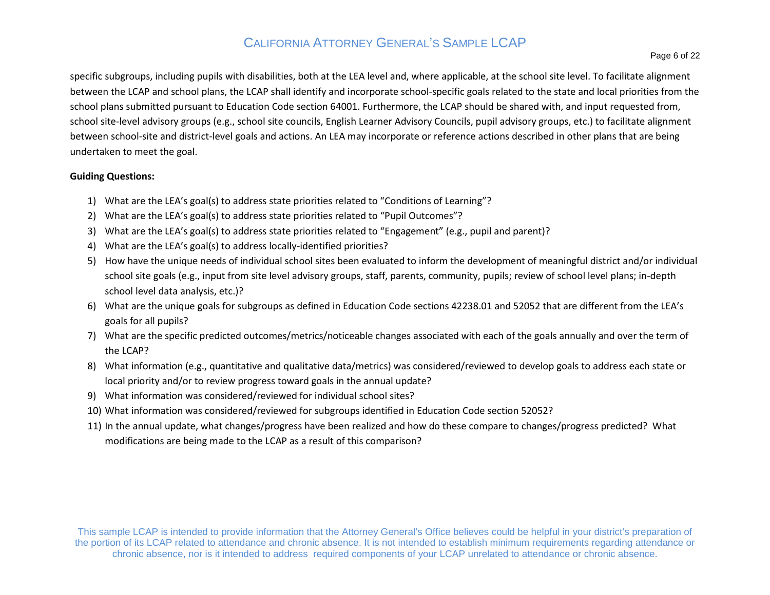specific subgroups, including pupils with disabilities, both at the LEA level and, where applicable, at the school site level. To facilitate alignment between the LCAP and school plans, the LCAP shall identify and incorporate school-specific goals related to the state and local priorities from the school plans submitted pursuant to Education Code section 64001. Furthermore, the LCAP should be shared with, and input requested from, school site-level advisory groups (e.g., school site councils, English Learner Advisory Councils, pupil advisory groups, etc.) to facilitate alignment between school-site and district-level goals and actions. An LEA may incorporate or reference actions described in other plans that are being undertaken to meet the goal.

**Guiding Questions:**

1) What are the LEA's goal(s) to address state priorities related to "Conditions of Learning"?
2) What are the LEA's goal(s) to address state priorities related to "Pupil Outcomes"?
3) What are the LEA's goal(s) to address state priorities related to "Engagement" (e.g., pupil and parent)?
4) What are the LEA's goal(s) to address locally-identified priorities?
5) How have the unique needs of individual school sites been evaluated to inform the development of meaningful district and/or individual school site goals (e.g., input from site level advisory groups, staff, parents, community, pupils; review of school level plans; in-depth school level data analysis, etc.)?
6) What are the unique goals for subgroups as defined in Education Code sections 42238.01 and 52052 that are different from the LEA's goals for all pupils?
7) What are the specific predicted outcomes/metrics/noticeable changes associated with each of the goals annually and over the term of the LCAP?
8) What information (e.g., quantitative and qualitative data/metrics) was considered/reviewed to develop goals to address each state or local priority and/or to review progress toward goals in the annual update?
9) What information was considered/reviewed for individual school sites?
10) What information was considered/reviewed for subgroups identified in Education Code section 52052?
11) In the annual update, what changes/progress have been realized and how do these compare to changes/progress predicted? What modifications are being made to the LCAP as a result of this comparison?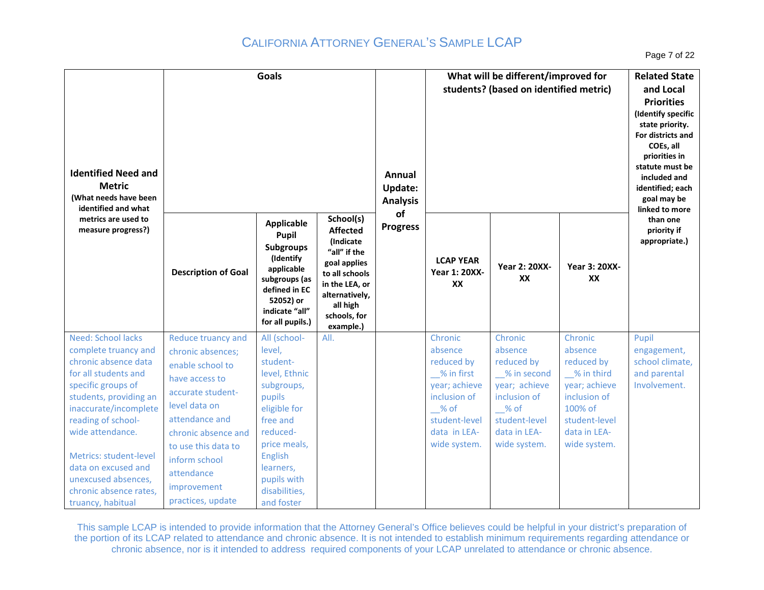| Identified Need and Metric (What needs have been identified and what metrics are used to measure progress?) | Goals | | | Annual Update: Analysis of Progress | What will be different/improved for students? (based on identified metric) | | | Related State and Local Priorities (Identify specific state priority. For districts and COEs, all priorities in statute must be included and identified; each goal may be linked to more than one priority if appropriate.) |
|---|---|---|---|---|---|---|---|---|
| | Description of Goal | Applicable Pupil Subgroups (Identify applicable subgroups (as defined in EC 52052) or indicate "all" for all pupils.) | School(s) Affected (Indicate "all" if the goal applies to all schools in the LEA, or alternatively, all high schools, for example.) | | LCAP YEAR Year 1: 20XX-XX | Year 2: 20XX-XX | Year 3: 20XX-XX | |
| Need: School lacks complete truancy and chronic absence data for all students and specific groups of students, providing an inaccurate/incomplete reading of school-wide attendance.<br><br>Metrics: student-level data on excused and unexcused absences, chronic absence rates, truancy, habitual | Reduce truancy and chronic absences; enable school to have access to accurate student-level data on attendance and chronic absence and to use this data to inform school attendance improvement practices, update | All (school-level, student-level, Ethnic subgroups, pupils eligible for free and reduced-price meals, English learners, pupils with disabilities, and foster | All. | | Chronic absence reduced by __% in first year; achieve inclusion of __% of student-level data in LEA-wide system. | Chronic absence reduced by __% in second year; achieve inclusion of __% of student-level data in LEA-wide system. | Chronic absence reduced by __% in third year; achieve inclusion of 100% of student-level data in LEA-wide system. | Pupil engagement, school climate, and parental Involvement. |

This sample LCAP is intended to provide information that the Attorney General's Office believes could be helpful in your district's preparation of the portion of its LCAP related to attendance and chronic absence. It is not intended to establish minimum requirements regarding attendance or chronic absence, nor is it intended to address required components of your LCAP unrelated to attendance or chronic absence.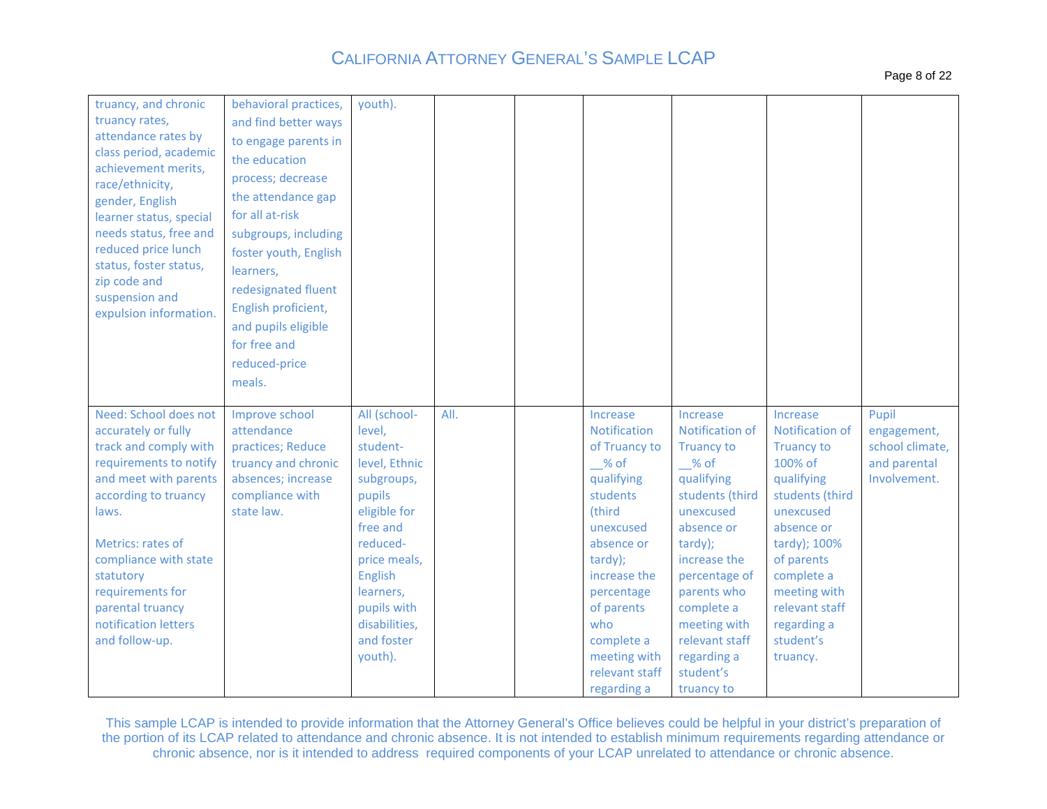| | | | | | | | | |
|---|---|---|---|---|---|---|---|---|
| truancy, and chronic truancy rates, attendance rates by class period, academic achievement merits, race/ethnicity, gender, English learner status, special needs status, free and reduced price lunch status, foster status, zip code and suspension and expulsion information. | behavioral practices, and find better ways to engage parents in the education process; decrease the attendance gap for all at-risk subgroups, including foster youth, English learners, redesignated fluent English proficient, and pupils eligible for free and reduced-price meals. | youth). | | | | | | |
| Need: School does not accurately or fully track and comply with requirements to notify and meet with parents according to truancy laws.<br><br>Metrics: rates of compliance with state statutory requirements for parental truancy notification letters and follow-up. | Improve school attendance practices; Reduce truancy and chronic absences; increase compliance with state law. | All (school-level, student-level, Ethnic subgroups, pupils eligible for free and reduced-price meals, English learners, pupils with disabilities, and foster youth). | All. | | Increase Notification of Truancy to __% of qualifying students (third unexcused absence or tardy); increase the percentage of parents who complete a meeting with relevant staff regarding a | Increase Notification of Truancy to __% of qualifying students (third unexcused absence or tardy); increase the percentage of parents who complete a meeting with relevant staff regarding a student's truancy to | Increase Notification of Truancy to 100% of qualifying students (third unexcused absence or tardy); 100% of parents complete a meeting with relevant staff regarding a student's truancy. | Pupil engagement, school climate, and parental Involvement. |

This sample LCAP is intended to provide information that the Attorney General's Office believes could be helpful in your district's preparation of the portion of its LCAP related to attendance and chronic absence. It is not intended to establish minimum requirements regarding attendance or chronic absence, nor is it intended to address required components of your LCAP unrelated to attendance or chronic absence.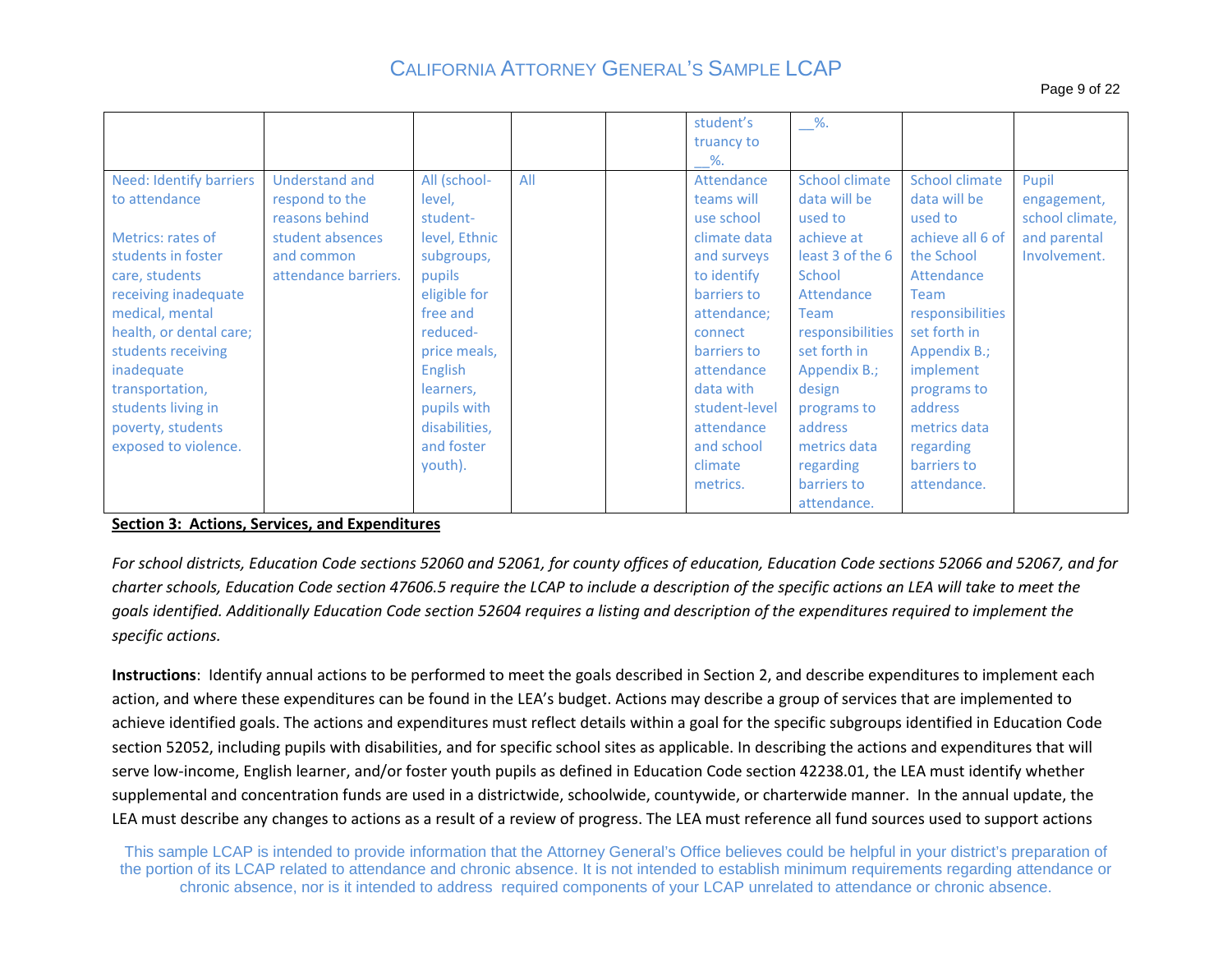| | | | | | | | | |
|---|---|---|---|---|---|---|---|---|
| | | | | | student's truancy to __%. | __%. | | |
| Need: Identify barriers to attendance<br><br>Metrics: rates of students in foster care, students receiving inadequate medical, mental health, or dental care; students receiving inadequate transportation, students living in poverty, students exposed to violence. | Understand and respond to the reasons behind student absences and common attendance barriers. | All (school-level, student-level, Ethnic subgroups, pupils eligible for free and reduced-price meals, English learners, pupils with disabilities, and foster youth). | All | | Attendance teams will use school climate data and surveys to identify barriers to attendance; connect barriers to attendance data with student-level attendance and school climate metrics. | School climate data will be used to achieve at least 3 of the 6 School Attendance Team responsibilities set forth in Appendix B.; design programs to address metrics data regarding barriers to attendance. | School climate data will be used to achieve all 6 of the School Attendance Team responsibilities set forth in Appendix B.; implement programs to address metrics data regarding barriers to attendance. | Pupil engagement, school climate, and parental Involvement. |

**Section 3: Actions, Services, and Expenditures**

*For school districts, Education Code sections 52060 and 52061, for county offices of education, Education Code sections 52066 and 52067, and for charter schools, Education Code section 47606.5 require the LCAP to include a description of the specific actions an LEA will take to meet the goals identified. Additionally Education Code section 52604 requires a listing and description of the expenditures required to implement the specific actions.*

**Instructions**: Identify annual actions to be performed to meet the goals described in Section 2, and describe expenditures to implement each action, and where these expenditures can be found in the LEA's budget. Actions may describe a group of services that are implemented to achieve identified goals. The actions and expenditures must reflect details within a goal for the specific subgroups identified in Education Code section 52052, including pupils with disabilities, and for specific school sites as applicable. In describing the actions and expenditures that will serve low-income, English learner, and/or foster youth pupils as defined in Education Code section 42238.01, the LEA must identify whether supplemental and concentration funds are used in a districtwide, schoolwide, countywide, or charterwide manner. In the annual update, the LEA must describe any changes to actions as a result of a review of progress. The LEA must reference all fund sources used to support actions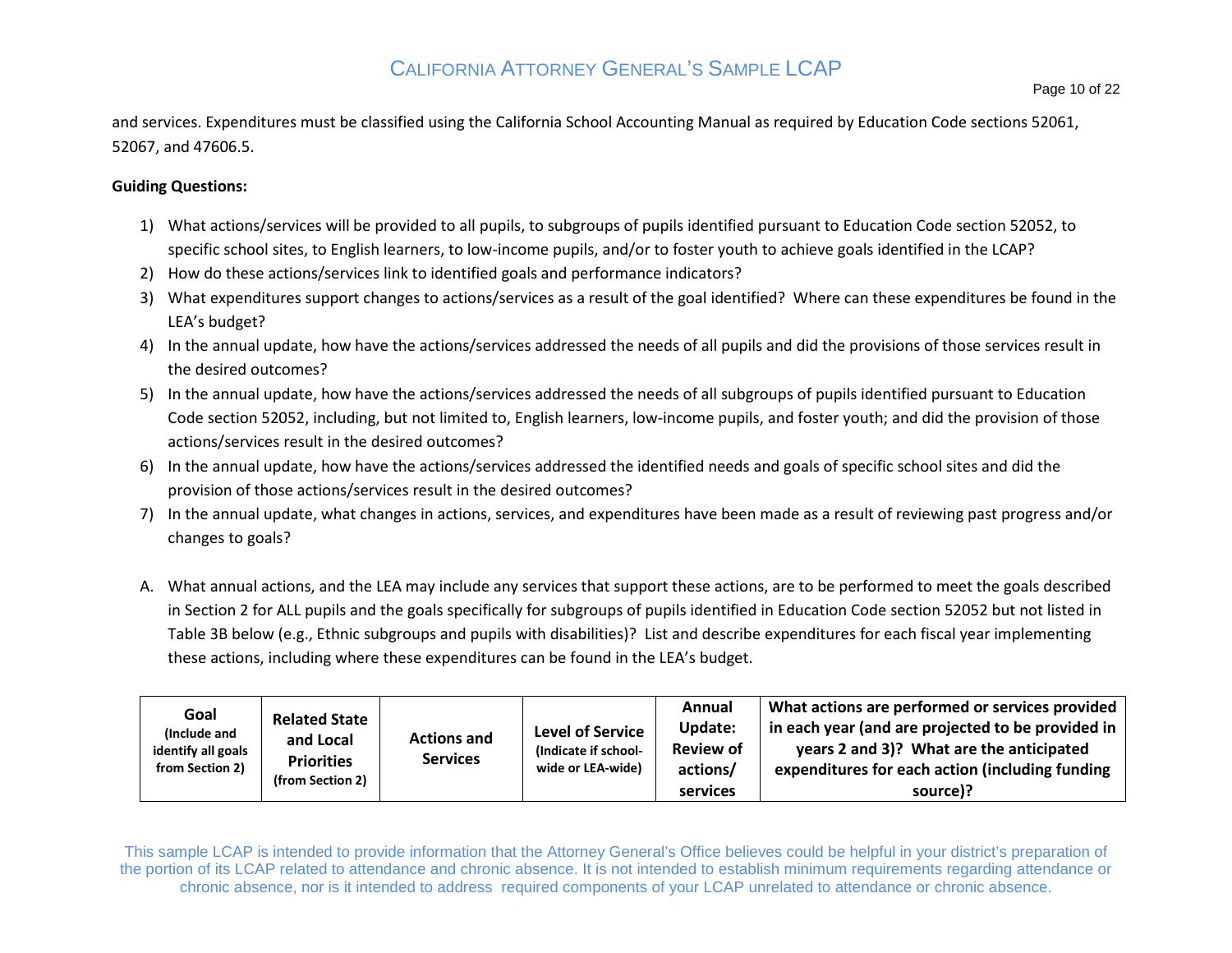and services. Expenditures must be classified using the California School Accounting Manual as required by Education Code sections 52061, 52067, and 47606.5.

**Guiding Questions:**

1) What actions/services will be provided to all pupils, to subgroups of pupils identified pursuant to Education Code section 52052, to specific school sites, to English learners, to low-income pupils, and/or to foster youth to achieve goals identified in the LCAP?
2) How do these actions/services link to identified goals and performance indicators?
3) What expenditures support changes to actions/services as a result of the goal identified? Where can these expenditures be found in the LEA's budget?
4) In the annual update, how have the actions/services addressed the needs of all pupils and did the provisions of those services result in the desired outcomes?
5) In the annual update, how have the actions/services addressed the needs of all subgroups of pupils identified pursuant to Education Code section 52052, including, but not limited to, English learners, low-income pupils, and foster youth; and did the provision of those actions/services result in the desired outcomes?
6) In the annual update, how have the actions/services addressed the identified needs and goals of specific school sites and did the provision of those actions/services result in the desired outcomes?
7) In the annual update, what changes in actions, services, and expenditures have been made as a result of reviewing past progress and/or changes to goals?

A. What annual actions, and the LEA may include any services that support these actions, are to be performed to meet the goals described in Section 2 for ALL pupils and the goals specifically for subgroups of pupils identified in Education Code section 52052 but not listed in Table 3B below (e.g., Ethnic subgroups and pupils with disabilities)? List and describe expenditures for each fiscal year implementing these actions, including where these expenditures can be found in the LEA's budget.

| **Goal** (Include and identify all goals from Section 2) | **Related State and Local Priorities** (from Section 2) | **Actions and Services** | **Level of Service** (Indicate if school-wide or LEA-wide) | **Annual Update: Review of actions/ services** | **What actions are performed or services provided in each year (and are projected to be provided in years 2 and 3)? What are the anticipated expenditures for each action (including funding source)?** |
|---|---|---|---|---|---|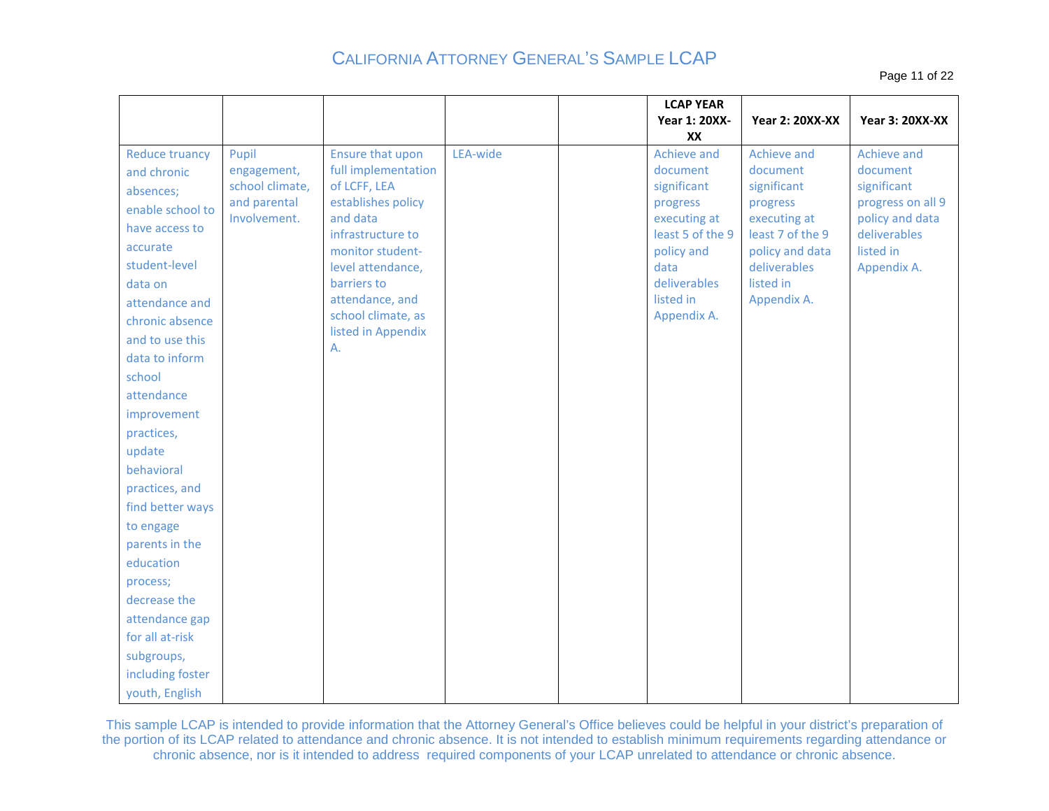| | | | | | LCAP YEAR Year 1: 20XX-XX | Year 2: 20XX-XX | Year 3: 20XX-XX |
|---|---|---|---|---|---|---|---|
| Reduce truancy and chronic absences; enable school to have access to accurate student-level data on attendance and chronic absence and to use this data to inform school attendance improvement practices, update behavioral practices, and find better ways to engage parents in the education process; decrease the attendance gap for all at-risk subgroups, including foster youth, English | Pupil engagement, school climate, and parental Involvement. | Ensure that upon full implementation of LCFF, LEA establishes policy and data infrastructure to monitor student-level attendance, barriers to attendance, and school climate, as listed in Appendix A. | LEA-wide | | Achieve and document significant progress executing at least 5 of the 9 policy and data deliverables listed in Appendix A. | Achieve and document significant progress executing at least 7 of the 9 policy and data deliverables listed in Appendix A. | Achieve and document significant progress on all 9 policy and data deliverables listed in Appendix A. |

This sample LCAP is intended to provide information that the Attorney General's Office believes could be helpful in your district's preparation of the portion of its LCAP related to attendance and chronic absence. It is not intended to establish minimum requirements regarding attendance or chronic absence, nor is it intended to address required components of your LCAP unrelated to attendance or chronic absence.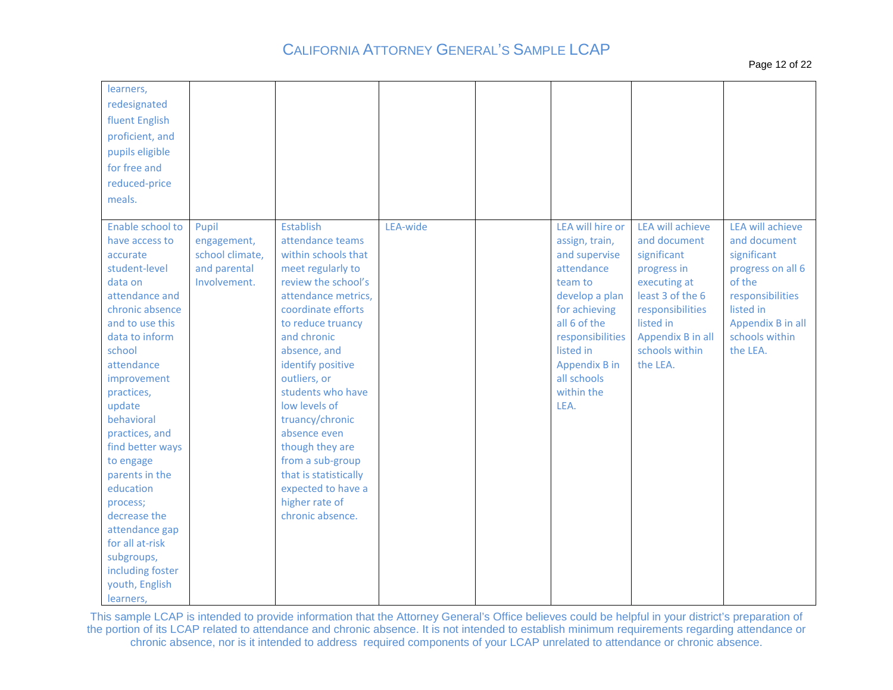| | | | | | | | |
|---|---|---|---|---|---|---|---|
| learners, redesignated fluent English proficient, and pupils eligible for free and reduced-price meals. | | | | | | | |
| Enable school to have access to accurate student-level data on attendance and chronic absence and to use this data to inform school attendance improvement practices, update behavioral practices, and find better ways to engage parents in the education process; decrease the attendance gap for all at-risk subgroups, including foster youth, English learners, | Pupil engagement, school climate, and parental Involvement. | Establish attendance teams within schools that meet regularly to review the school's attendance metrics, coordinate efforts to reduce truancy and chronic absence, and identify positive outliers, or students who have low levels of truancy/chronic absence even though they are from a sub-group that is statistically expected to have a higher rate of chronic absence. | LEA-wide | | LEA will hire or assign, train, and supervise attendance team to develop a plan for achieving all 6 of the responsibilities listed in Appendix B in all schools within the LEA. | LEA will achieve and document significant progress in executing at least 3 of the 6 responsibilities listed in Appendix B in all schools within the LEA. | LEA will achieve and document significant progress on all 6 of the responsibilities listed in Appendix B in all schools within the LEA. |

This sample LCAP is intended to provide information that the Attorney General's Office believes could be helpful in your district's preparation of the portion of its LCAP related to attendance and chronic absence. It is not intended to establish minimum requirements regarding attendance or chronic absence, nor is it intended to address required components of your LCAP unrelated to attendance or chronic absence.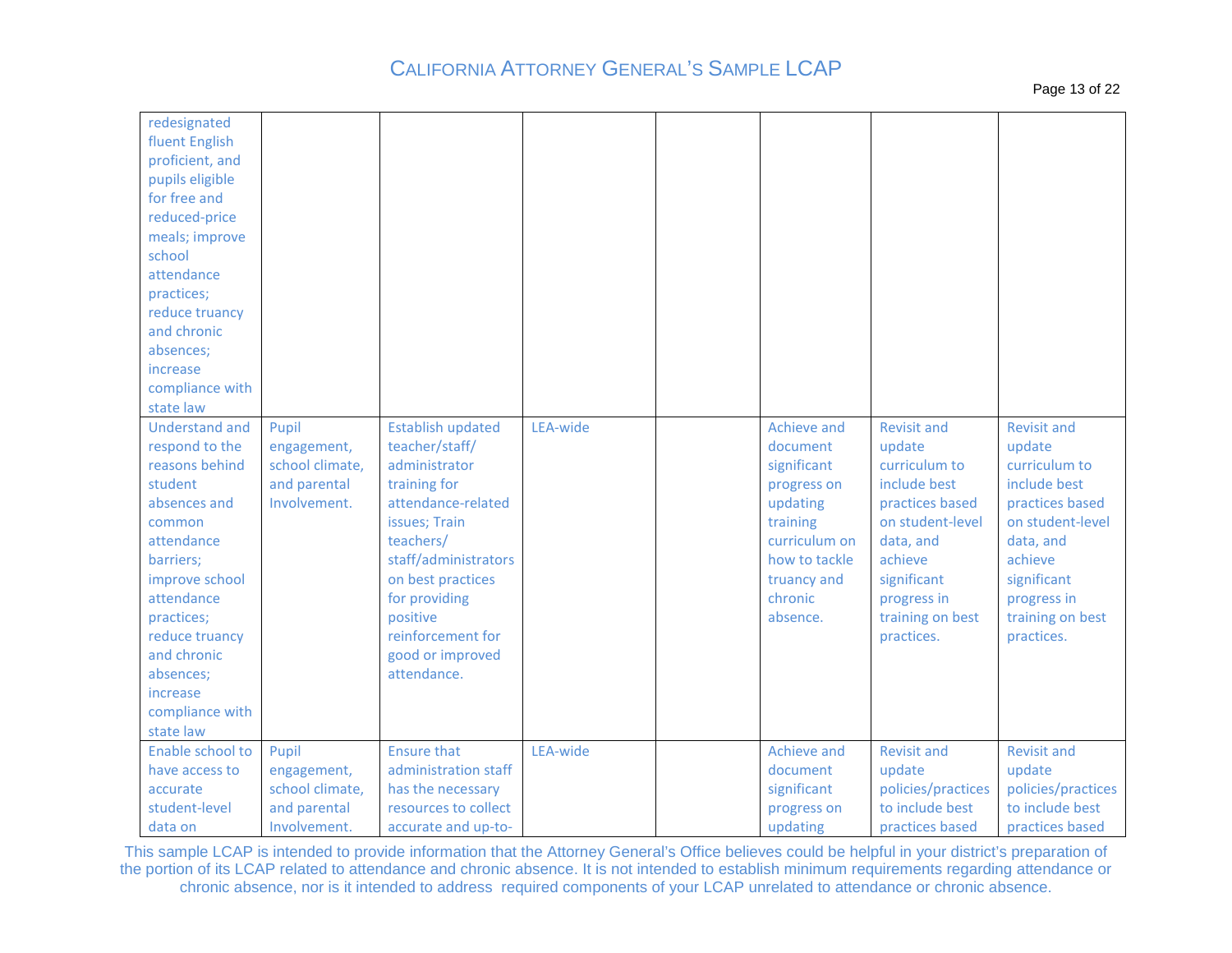| | | | | | | | |
|---|---|---|---|---|---|---|---|
| redesignated fluent English proficient, and pupils eligible for free and reduced-price meals; improve school attendance practices; reduce truancy and chronic absences; increase compliance with state law | | | | | | | |
| Understand and respond to the reasons behind student absences and common attendance barriers; improve school attendance practices; reduce truancy and chronic absences; increase compliance with state law | Pupil engagement, school climate, and parental Involvement. | Establish updated teacher/staff/ administrator training for attendance-related issues; Train teachers/ staff/administrators on best practices for providing positive reinforcement for good or improved attendance. | LEA-wide | | Achieve and document significant progress on updating training curriculum on how to tackle truancy and chronic absence. | Revisit and update curriculum to include best practices based on student-level data, and achieve significant progress in training on best practices. | Revisit and update curriculum to include best practices based on student-level data, and achieve significant progress in training on best practices. |
| Enable school to have access to accurate student-level data on | Pupil engagement, school climate, and parental Involvement. | Ensure that administration staff has the necessary resources to collect accurate and up-to- | LEA-wide | | Achieve and document significant progress on updating | Revisit and update policies/practices to include best practices based | Revisit and update policies/practices to include best practices based |

This sample LCAP is intended to provide information that the Attorney General's Office believes could be helpful in your district's preparation of the portion of its LCAP related to attendance and chronic absence. It is not intended to establish minimum requirements regarding attendance or chronic absence, nor is it intended to address required components of your LCAP unrelated to attendance or chronic absence.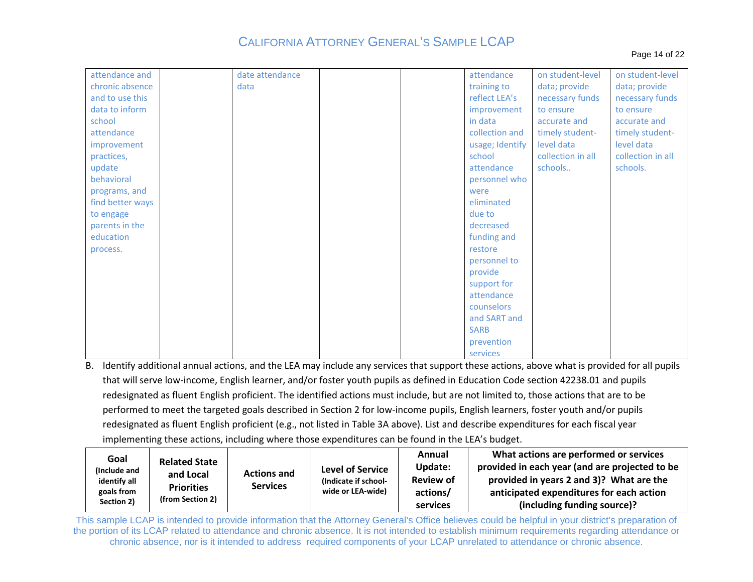| | | | | | | | |
|---|---|---|---|---|---|---|---|
| attendance and chronic absence and to use this data to inform school attendance improvement practices, update behavioral programs, and find better ways to engage parents in the education process. | | date attendance data | | | attendance training to reflect LEA's improvement in data collection and usage; Identify school attendance personnel who were eliminated due to decreased funding and restore personnel to provide support for attendance counselors and SART and SARB prevention services | on student-level data; provide necessary funds to ensure accurate and timely student-level data collection in all schools.. | on student-level data; provide necessary funds to ensure accurate and timely student-level data collection in all schools. |

B. Identify additional annual actions, and the LEA may include any services that support these actions, above what is provided for all pupils that will serve low-income, English learner, and/or foster youth pupils as defined in Education Code section 42238.01 and pupils redesignated as fluent English proficient. The identified actions must include, but are not limited to, those actions that are to be performed to meet the targeted goals described in Section 2 for low-income pupils, English learners, foster youth and/or pupils redesignated as fluent English proficient (e.g., not listed in Table 3A above). List and describe expenditures for each fiscal year implementing these actions, including where those expenditures can be found in the LEA's budget.

| **Goal** (Include and identify all goals from Section 2) | **Related State and Local Priorities** (from Section 2) | **Actions and Services** | **Level of Service** (Indicate if school-wide or LEA-wide) | **Annual Update: Review of actions/ services** | **What actions are performed or services provided in each year (and are projected to be provided in years 2 and 3)? What are the anticipated expenditures for each action (including funding source)?** |
|---|---|---|---|---|---|

This sample LCAP is intended to provide information that the Attorney General's Office believes could be helpful in your district's preparation of the portion of its LCAP related to attendance and chronic absence. It is not intended to establish minimum requirements regarding attendance or chronic absence, nor is it intended to address required components of your LCAP unrelated to attendance or chronic absence.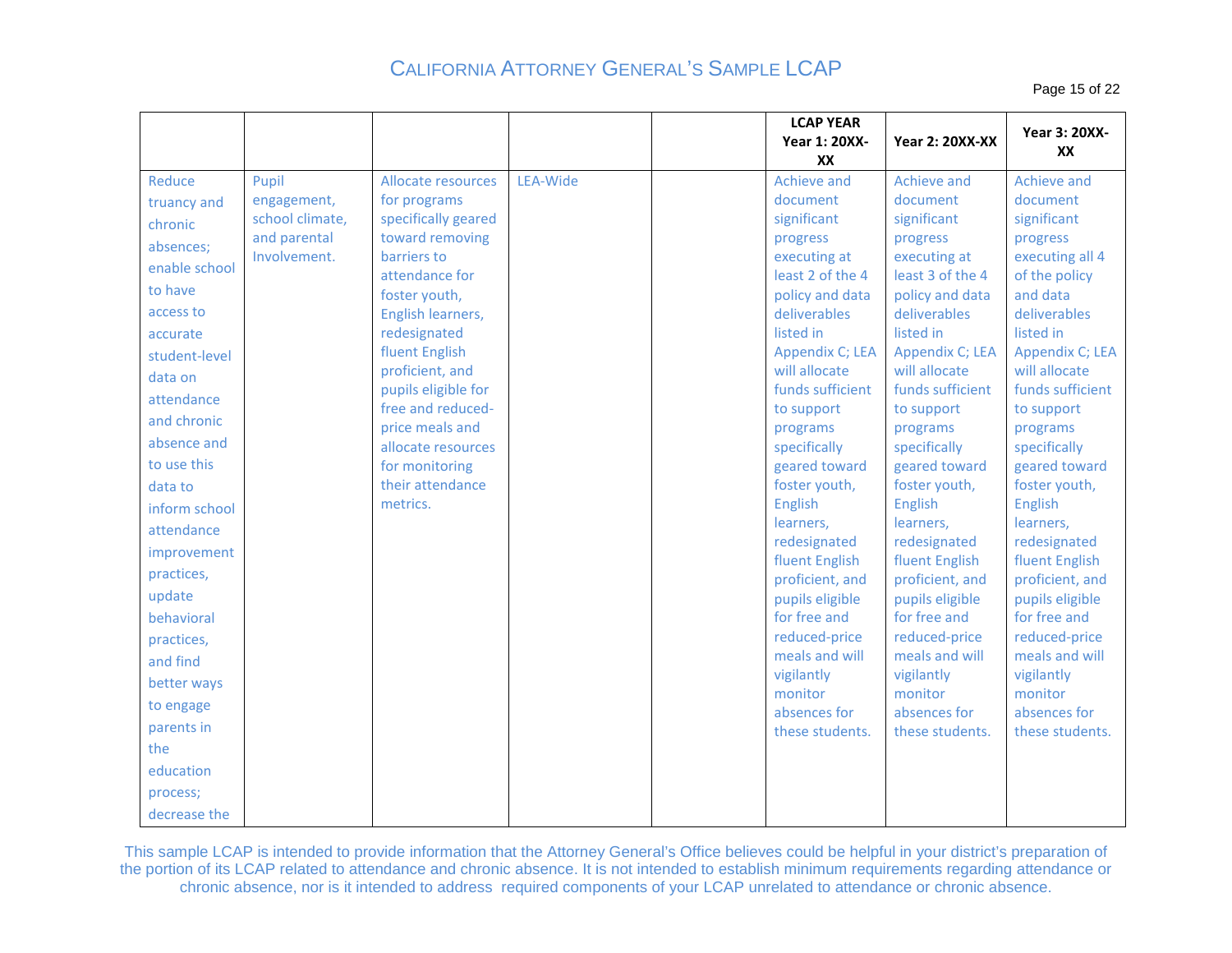| | | | | | LCAP YEAR Year 1: 20XX-XX | Year 2: 20XX-XX | Year 3: 20XX-XX |
|---|---|---|---|---|---|---|---|
| Reduce truancy and chronic absences; enable school to have access to accurate student-level data on attendance and chronic absence and to use this data to inform school attendance improvement practices, update behavioral practices, and find better ways to engage parents in the education process; decrease the | Pupil engagement, school climate, and parental Involvement. | Allocate resources for programs specifically geared toward removing barriers to attendance for foster youth, English learners, redesignated fluent English proficient, and pupils eligible for free and reduced-price meals and allocate resources for monitoring their attendance metrics. | LEA-Wide | | Achieve and document significant progress executing at least 2 of the 4 policy and data deliverables listed in Appendix C; LEA will allocate funds sufficient to support programs specifically geared toward foster youth, English learners, redesignated fluent English proficient, and pupils eligible for free and reduced-price meals and will vigilantly monitor absences for these students. | Achieve and document significant progress executing at least 3 of the 4 policy and data deliverables listed in Appendix C; LEA will allocate funds sufficient to support programs specifically geared toward foster youth, English learners, redesignated fluent English proficient, and pupils eligible for free and reduced-price meals and will vigilantly monitor absences for these students. | Achieve and document significant progress executing all 4 of the policy and data deliverables listed in Appendix C; LEA will allocate funds sufficient to support programs specifically geared toward foster youth, English learners, redesignated fluent English proficient, and pupils eligible for free and reduced-price meals and will vigilantly monitor absences for these students. |

This sample LCAP is intended to provide information that the Attorney General's Office believes could be helpful in your district's preparation of the portion of its LCAP related to attendance and chronic absence. It is not intended to establish minimum requirements regarding attendance or chronic absence, nor is it intended to address required components of your LCAP unrelated to attendance or chronic absence.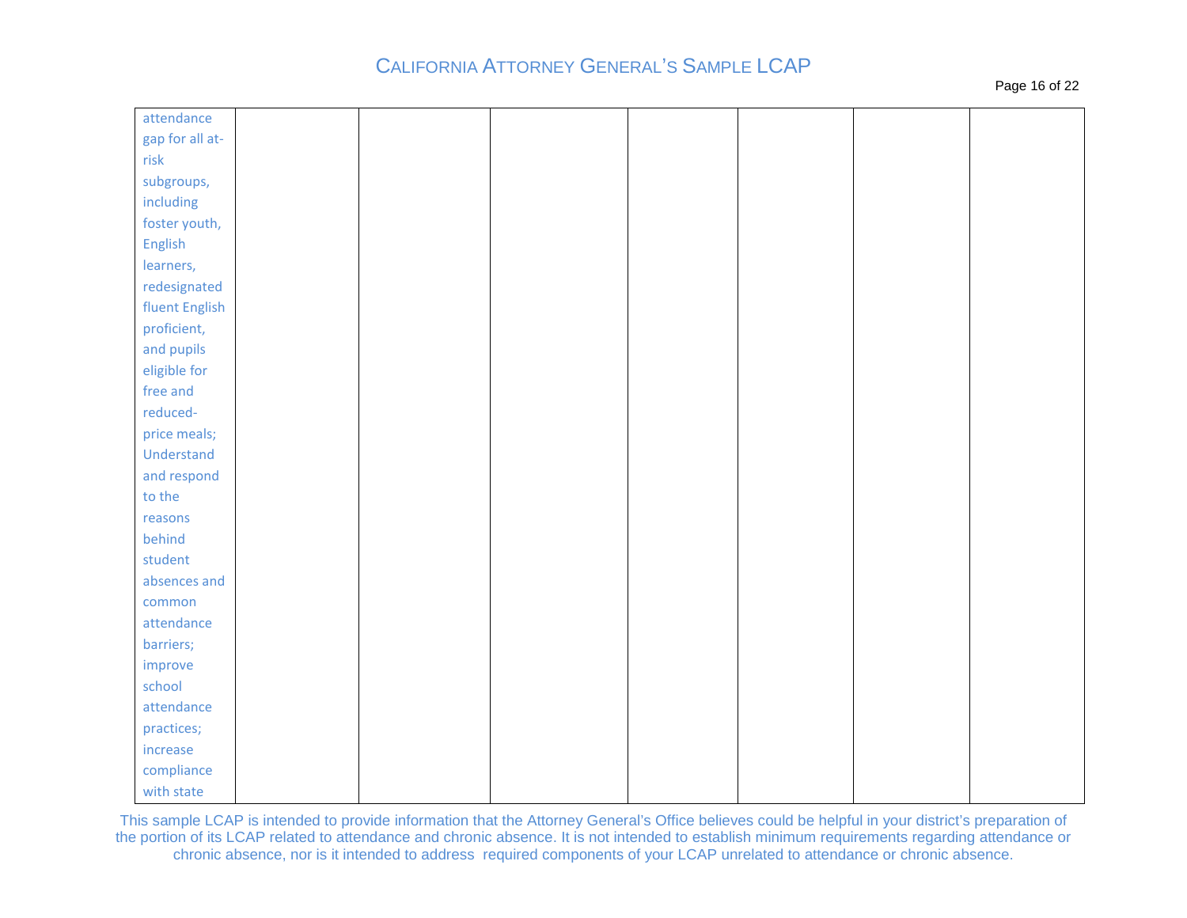| | | | | | | | |
|---|---|---|---|---|---|---|---|
| attendance gap for all at-risk subgroups, including foster youth, English learners, redesignated fluent English proficient, and pupils eligible for free and reduced-price meals; Understand and respond to the reasons behind student absences and common attendance barriers; improve school attendance practices; increase compliance with state | | | | | | | |

This sample LCAP is intended to provide information that the Attorney General's Office believes could be helpful in your district's preparation of the portion of its LCAP related to attendance and chronic absence. It is not intended to establish minimum requirements regarding attendance or chronic absence, nor is it intended to address required components of your LCAP unrelated to attendance or chronic absence.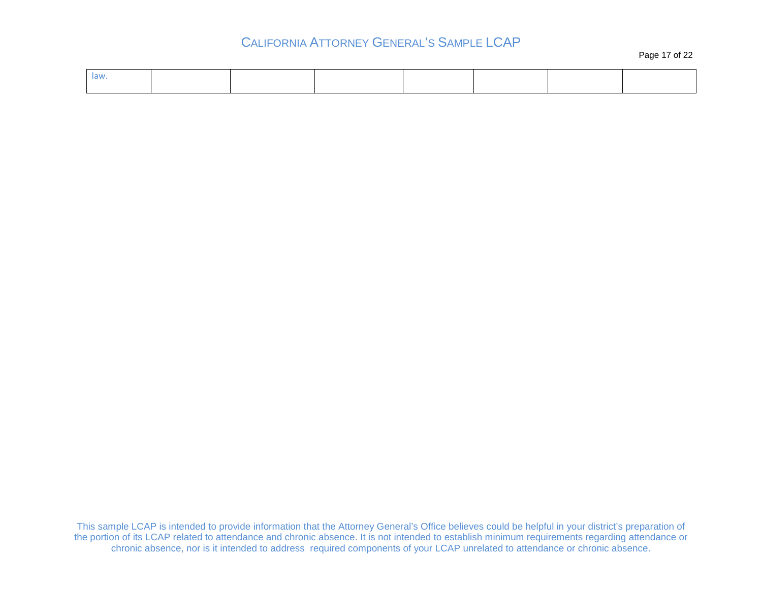| law. | | | | | | | |
|---|---|---|---|---|---|---|---|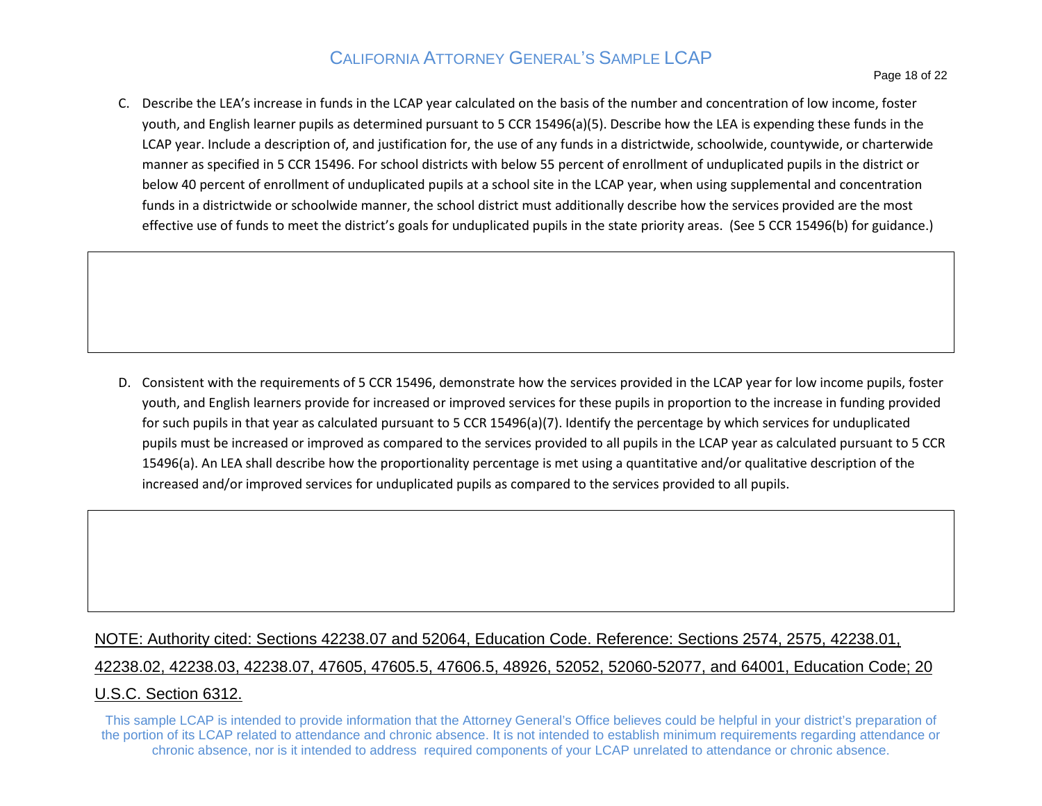C. Describe the LEA's increase in funds in the LCAP year calculated on the basis of the number and concentration of low income, foster youth, and English learner pupils as determined pursuant to 5 CCR 15496(a)(5). Describe how the LEA is expending these funds in the LCAP year. Include a description of, and justification for, the use of any funds in a districtwide, schoolwide, countywide, or charterwide manner as specified in 5 CCR 15496. For school districts with below 55 percent of enrollment of unduplicated pupils in the district or below 40 percent of enrollment of unduplicated pupils at a school site in the LCAP year, when using supplemental and concentration funds in a districtwide or schoolwide manner, the school district must additionally describe how the services provided are the most effective use of funds to meet the district's goals for unduplicated pupils in the state priority areas. (See 5 CCR 15496(b) for guidance.)

| |
|---|
| |

D. Consistent with the requirements of 5 CCR 15496, demonstrate how the services provided in the LCAP year for low income pupils, foster youth, and English learners provide for increased or improved services for these pupils in proportion to the increase in funding provided for such pupils in that year as calculated pursuant to 5 CCR 15496(a)(7). Identify the percentage by which services for unduplicated pupils must be increased or improved as compared to the services provided to all pupils in the LCAP year as calculated pursuant to 5 CCR 15496(a). An LEA shall describe how the proportionality percentage is met using a quantitative and/or qualitative description of the increased and/or improved services for unduplicated pupils as compared to the services provided to all pupils.

| |
|---|
| |

NOTE: Authority cited: Sections 42238.07 and 52064, Education Code. Reference: Sections 2574, 2575, 42238.01, 42238.02, 42238.03, 42238.07, 47605, 47605.5, 47606.5, 48926, 52052, 52060-52077, and 64001, Education Code; 20 U.S.C. Section 6312.

This sample LCAP is intended to provide information that the Attorney General's Office believes could be helpful in your district's preparation of the portion of its LCAP related to attendance and chronic absence. It is not intended to establish minimum requirements regarding attendance or chronic absence, nor is it intended to address required components of your LCAP unrelated to attendance or chronic absence.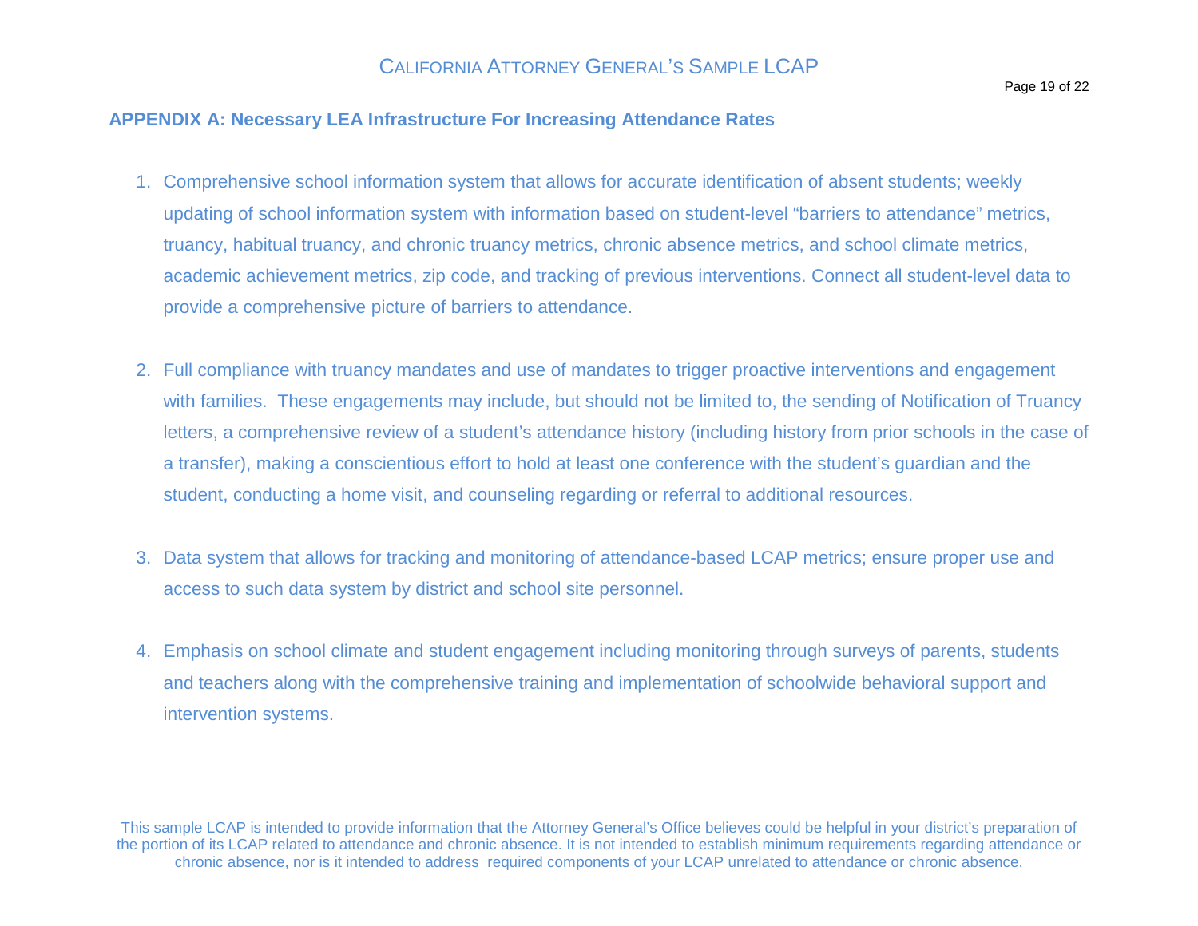## APPENDIX A: Necessary LEA Infrastructure For Increasing Attendance Rates

1. Comprehensive school information system that allows for accurate identification of absent students; weekly updating of school information system with information based on student-level "barriers to attendance" metrics, truancy, habitual truancy, and chronic truancy metrics, chronic absence metrics, and school climate metrics, academic achievement metrics, zip code, and tracking of previous interventions. Connect all student-level data to provide a comprehensive picture of barriers to attendance.

2. Full compliance with truancy mandates and use of mandates to trigger proactive interventions and engagement with families. These engagements may include, but should not be limited to, the sending of Notification of Truancy letters, a comprehensive review of a student's attendance history (including history from prior schools in the case of a transfer), making a conscientious effort to hold at least one conference with the student's guardian and the student, conducting a home visit, and counseling regarding or referral to additional resources.

3. Data system that allows for tracking and monitoring of attendance-based LCAP metrics; ensure proper use and access to such data system by district and school site personnel.

4. Emphasis on school climate and student engagement including monitoring through surveys of parents, students and teachers along with the comprehensive training and implementation of schoolwide behavioral support and intervention systems.

This sample LCAP is intended to provide information that the Attorney General's Office believes could be helpful in your district's preparation of the portion of its LCAP related to attendance and chronic absence. It is not intended to establish minimum requirements regarding attendance or chronic absence, nor is it intended to address required components of your LCAP unrelated to attendance or chronic absence.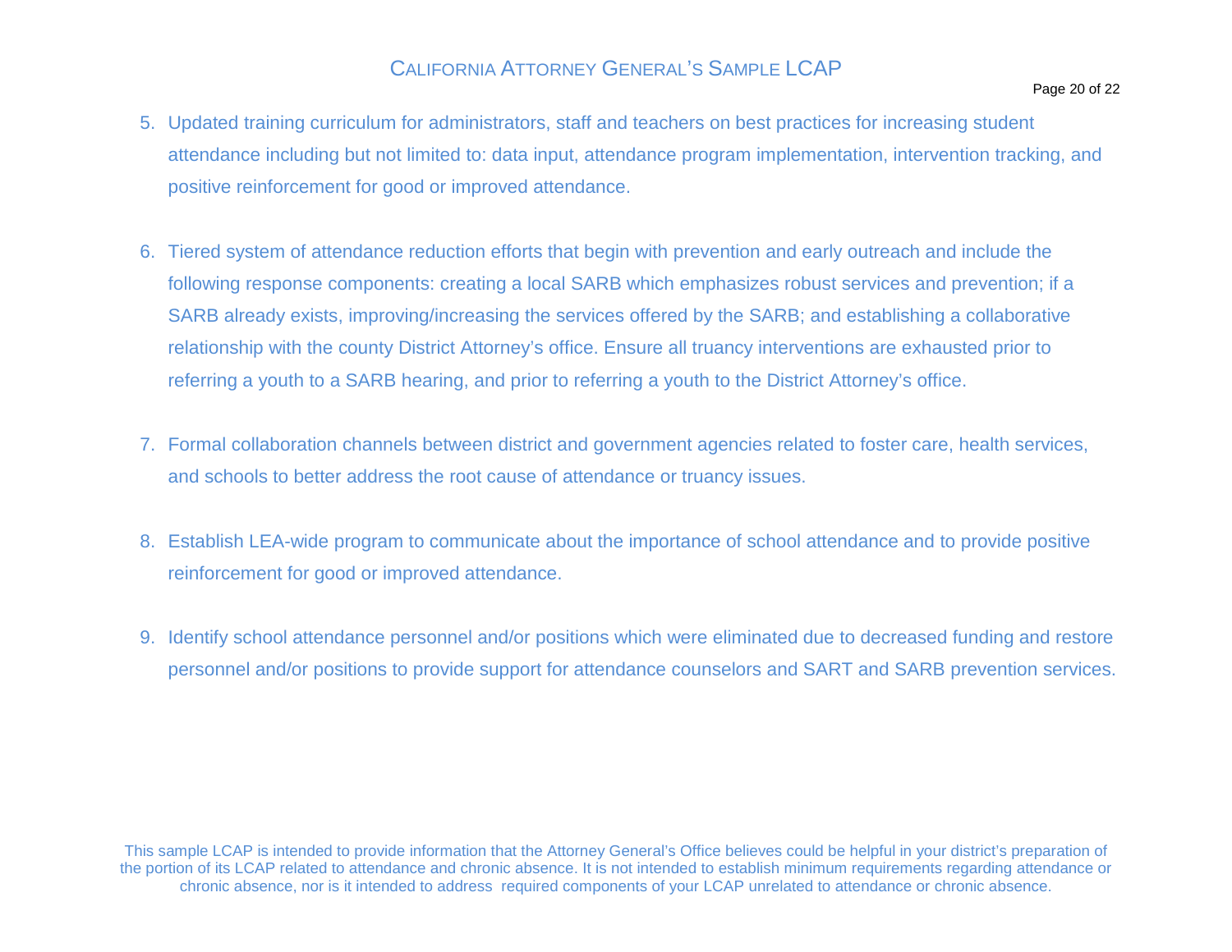5. Updated training curriculum for administrators, staff and teachers on best practices for increasing student attendance including but not limited to: data input, attendance program implementation, intervention tracking, and positive reinforcement for good or improved attendance.

6. Tiered system of attendance reduction efforts that begin with prevention and early outreach and include the following response components: creating a local SARB which emphasizes robust services and prevention; if a SARB already exists, improving/increasing the services offered by the SARB; and establishing a collaborative relationship with the county District Attorney's office. Ensure all truancy interventions are exhausted prior to referring a youth to a SARB hearing, and prior to referring a youth to the District Attorney's office.

7. Formal collaboration channels between district and government agencies related to foster care, health services, and schools to better address the root cause of attendance or truancy issues.

8. Establish LEA-wide program to communicate about the importance of school attendance and to provide positive reinforcement for good or improved attendance.

9. Identify school attendance personnel and/or positions which were eliminated due to decreased funding and restore personnel and/or positions to provide support for attendance counselors and SART and SARB prevention services.

This sample LCAP is intended to provide information that the Attorney General's Office believes could be helpful in your district's preparation of the portion of its LCAP related to attendance and chronic absence. It is not intended to establish minimum requirements regarding attendance or chronic absence, nor is it intended to address required components of your LCAP unrelated to attendance or chronic absence.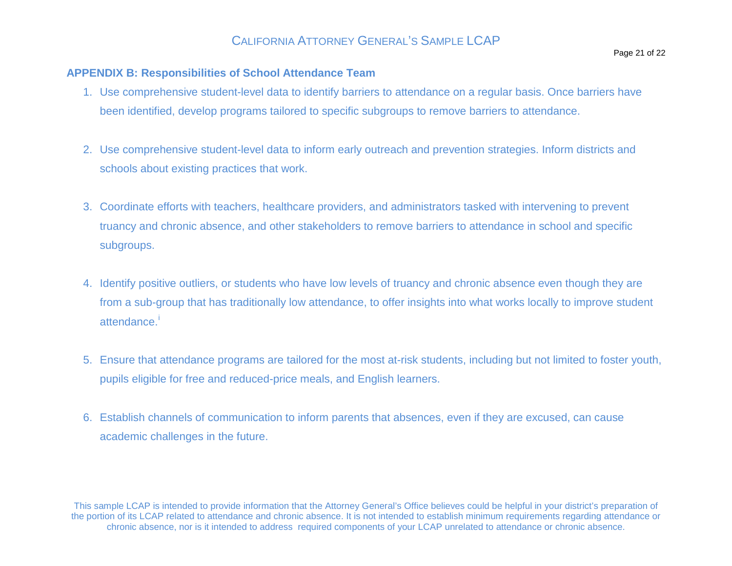## APPENDIX B: Responsibilities of School Attendance Team

1. Use comprehensive student-level data to identify barriers to attendance on a regular basis. Once barriers have been identified, develop programs tailored to specific subgroups to remove barriers to attendance.

2. Use comprehensive student-level data to inform early outreach and prevention strategies. Inform districts and schools about existing practices that work.

3. Coordinate efforts with teachers, healthcare providers, and administrators tasked with intervening to prevent truancy and chronic absence, and other stakeholders to remove barriers to attendance in school and specific subgroups.

4. Identify positive outliers, or students who have low levels of truancy and chronic absence even though they are from a sub-group that has traditionally low attendance, to offer insights into what works locally to improve student attendance.[i]

5. Ensure that attendance programs are tailored for the most at-risk students, including but not limited to foster youth, pupils eligible for free and reduced-price meals, and English learners.

6. Establish channels of communication to inform parents that absences, even if they are excused, can cause academic challenges in the future.

This sample LCAP is intended to provide information that the Attorney General's Office believes could be helpful in your district's preparation of the portion of its LCAP related to attendance and chronic absence. It is not intended to establish minimum requirements regarding attendance or chronic absence, nor is it intended to address required components of your LCAP unrelated to attendance or chronic absence.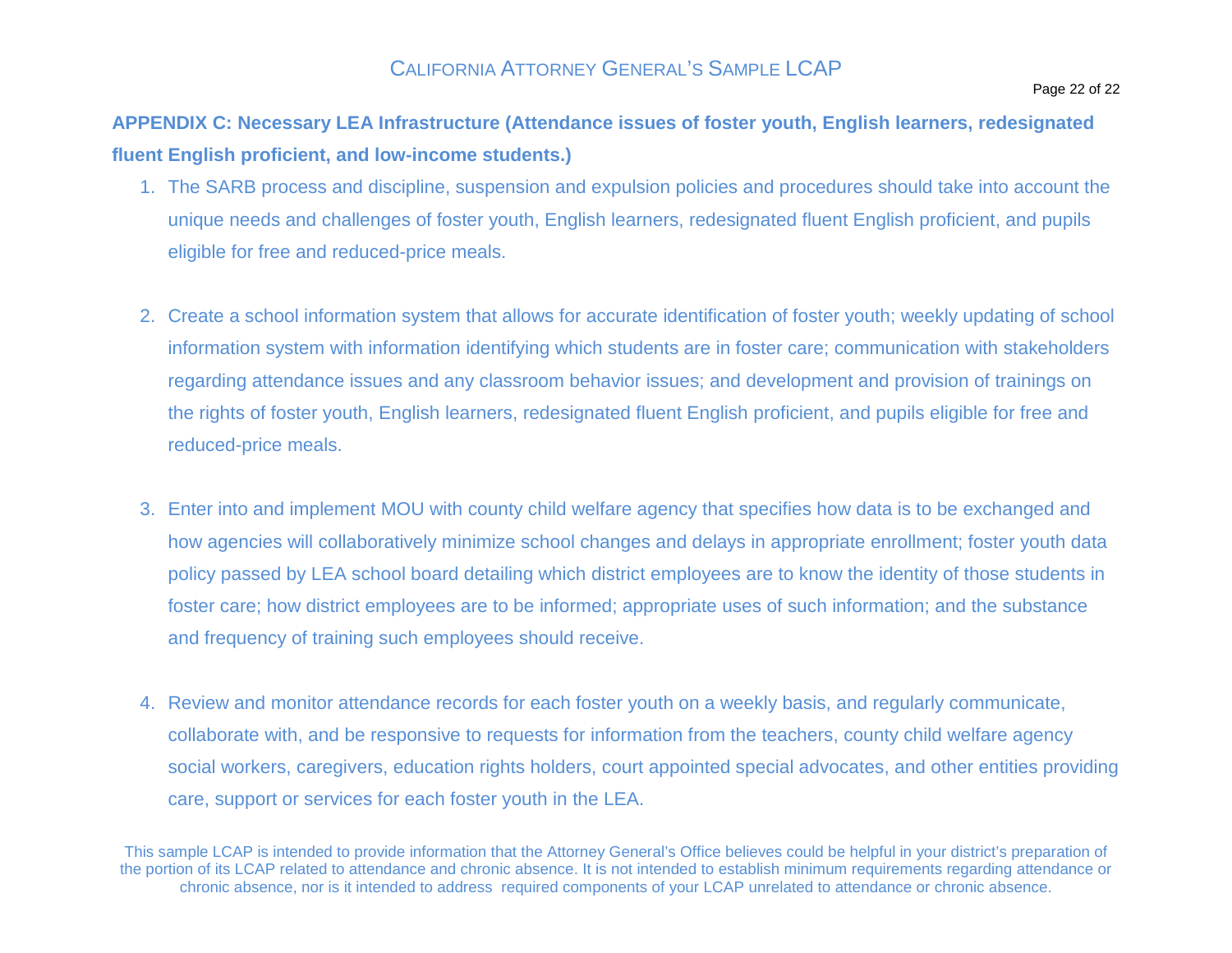## APPENDIX C: Necessary LEA Infrastructure (Attendance issues of foster youth, English learners, redesignated fluent English proficient, and low-income students.)

1. The SARB process and discipline, suspension and expulsion policies and procedures should take into account the unique needs and challenges of foster youth, English learners, redesignated fluent English proficient, and pupils eligible for free and reduced-price meals.

2. Create a school information system that allows for accurate identification of foster youth; weekly updating of school information system with information identifying which students are in foster care; communication with stakeholders regarding attendance issues and any classroom behavior issues; and development and provision of trainings on the rights of foster youth, English learners, redesignated fluent English proficient, and pupils eligible for free and reduced-price meals.

3. Enter into and implement MOU with county child welfare agency that specifies how data is to be exchanged and how agencies will collaboratively minimize school changes and delays in appropriate enrollment; foster youth data policy passed by LEA school board detailing which district employees are to know the identity of those students in foster care; how district employees are to be informed; appropriate uses of such information; and the substance and frequency of training such employees should receive.

4. Review and monitor attendance records for each foster youth on a weekly basis, and regularly communicate, collaborate with, and be responsive to requests for information from the teachers, county child welfare agency social workers, caregivers, education rights holders, court appointed special advocates, and other entities providing care, support or services for each foster youth in the LEA.

This sample LCAP is intended to provide information that the Attorney General's Office believes could be helpful in your district's preparation of the portion of its LCAP related to attendance and chronic absence. It is not intended to establish minimum requirements regarding attendance or chronic absence, nor is it intended to address required components of your LCAP unrelated to attendance or chronic absence.